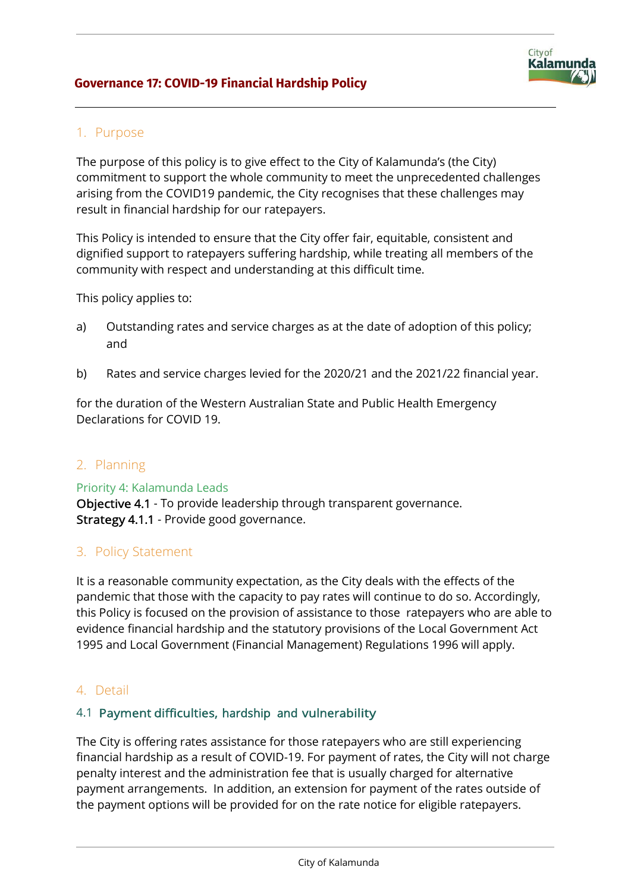# Governance 17: COVID-19 Financial Hardship Policy

## 1. Purpose

The purpose of this policy is to give effect to the City of Kalamunda's (the City) commitment to support the whole community to meet the unprecedented challenges arising from the COVID19 pandemic, the City recognises that these challenges may result in financial hardship for our ratepayers.

This Policy is intended to ensure that the City offer fair, equitable, consistent and dignified support to ratepayers suffering hardship, while treating all members of the community with respect and understanding at this difficult time.

This policy applies to:

a) Outstanding rates and service charges as at the date of adoption of this policy; and

b) Rates and service charges levied for the 2020/21 and the 2021/22 financial year.

for the duration of the Western Australian State and Public Health Emergency Declarations for COVID 19.

## 2. Planning

Priority 4: Kalamunda Leads

**Objective 4.1** - To provide leadership through transparent governance.
**Strategy 4.1.1** - Provide good governance.

## 3. Policy Statement

It is a reasonable community expectation, as the City deals with the effects of the pandemic that those with the capacity to pay rates will continue to do so. Accordingly, this Policy is focused on the provision of assistance to those ratepayers who are able to evidence financial hardship and the statutory provisions of the Local Government Act 1995 and Local Government (Financial Management) Regulations 1996 will apply.

## 4. Detail

### 4.1 Payment difficulties, hardship and vulnerability

The City is offering rates assistance for those ratepayers who are still experiencing financial hardship as a result of COVID-19. For payment of rates, the City will not charge penalty interest and the administration fee that is usually charged for alternative payment arrangements. In addition, an extension for payment of the rates outside of the payment options will be provided for on the rate notice for eligible ratepayers.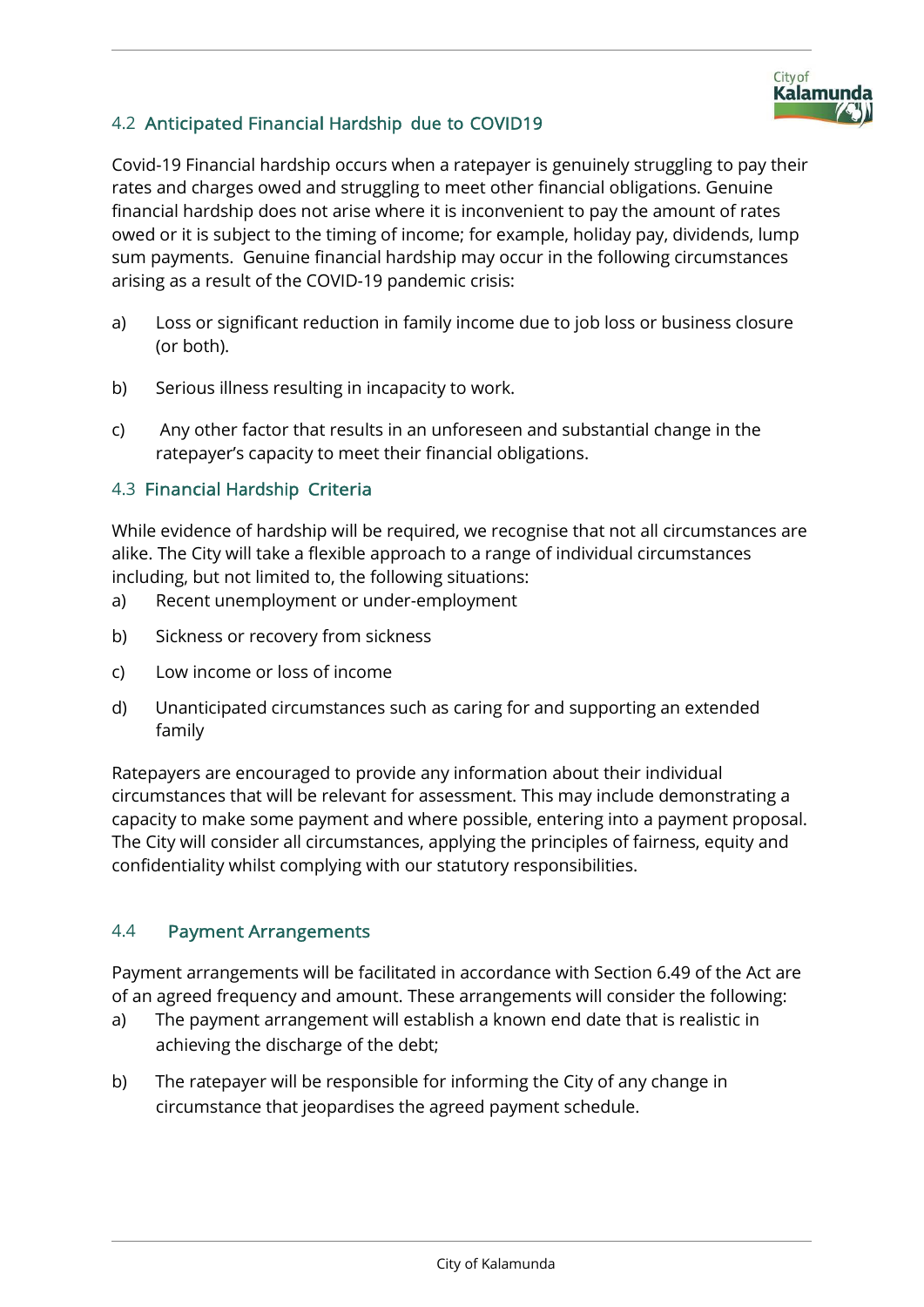### 4.2 Anticipated Financial Hardship due to COVID19

Covid-19 Financial hardship occurs when a ratepayer is genuinely struggling to pay their rates and charges owed and struggling to meet other financial obligations. Genuine financial hardship does not arise where it is inconvenient to pay the amount of rates owed or it is subject to the timing of income; for example, holiday pay, dividends, lump sum payments. Genuine financial hardship may occur in the following circumstances arising as a result of the COVID-19 pandemic crisis:

a) Loss or significant reduction in family income due to job loss or business closure (or both).

b) Serious illness resulting in incapacity to work.

c) Any other factor that results in an unforeseen and substantial change in the ratepayer's capacity to meet their financial obligations.

### 4.3 Financial Hardship Criteria

While evidence of hardship will be required, we recognise that not all circumstances are alike. The City will take a flexible approach to a range of individual circumstances including, but not limited to, the following situations:

a) Recent unemployment or under-employment

b) Sickness or recovery from sickness

c) Low income or loss of income

d) Unanticipated circumstances such as caring for and supporting an extended family

Ratepayers are encouraged to provide any information about their individual circumstances that will be relevant for assessment. This may include demonstrating a capacity to make some payment and where possible, entering into a payment proposal. The City will consider all circumstances, applying the principles of fairness, equity and confidentiality whilst complying with our statutory responsibilities.

### 4.4 Payment Arrangements

Payment arrangements will be facilitated in accordance with Section 6.49 of the Act are of an agreed frequency and amount. These arrangements will consider the following:

a) The payment arrangement will establish a known end date that is realistic in achieving the discharge of the debt;

b) The ratepayer will be responsible for informing the City of any change in circumstance that jeopardises the agreed payment schedule.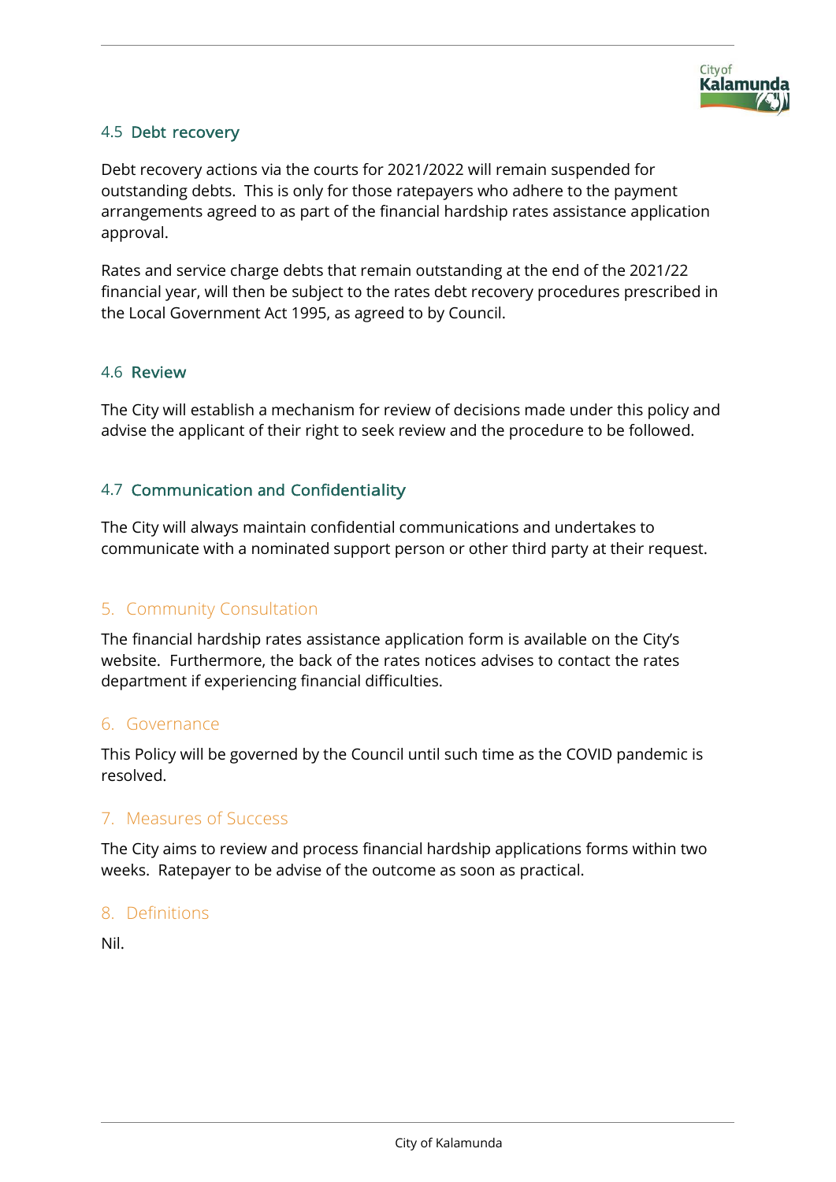### 4.5 Debt recovery

Debt recovery actions via the courts for 2021/2022 will remain suspended for outstanding debts. This is only for those ratepayers who adhere to the payment arrangements agreed to as part of the financial hardship rates assistance application approval.

Rates and service charge debts that remain outstanding at the end of the 2021/22 financial year, will then be subject to the rates debt recovery procedures prescribed in the Local Government Act 1995, as agreed to by Council.

### 4.6 Review

The City will establish a mechanism for review of decisions made under this policy and advise the applicant of their right to seek review and the procedure to be followed.

### 4.7 Communication and Confidentiality

The City will always maintain confidential communications and undertakes to communicate with a nominated support person or other third party at their request.

## 5. Community Consultation

The financial hardship rates assistance application form is available on the City's website. Furthermore, the back of the rates notices advises to contact the rates department if experiencing financial difficulties.

## 6. Governance

This Policy will be governed by the Council until such time as the COVID pandemic is resolved.

## 7. Measures of Success

The City aims to review and process financial hardship applications forms within two weeks. Ratepayer to be advise of the outcome as soon as practical.

## 8. Definitions

Nil.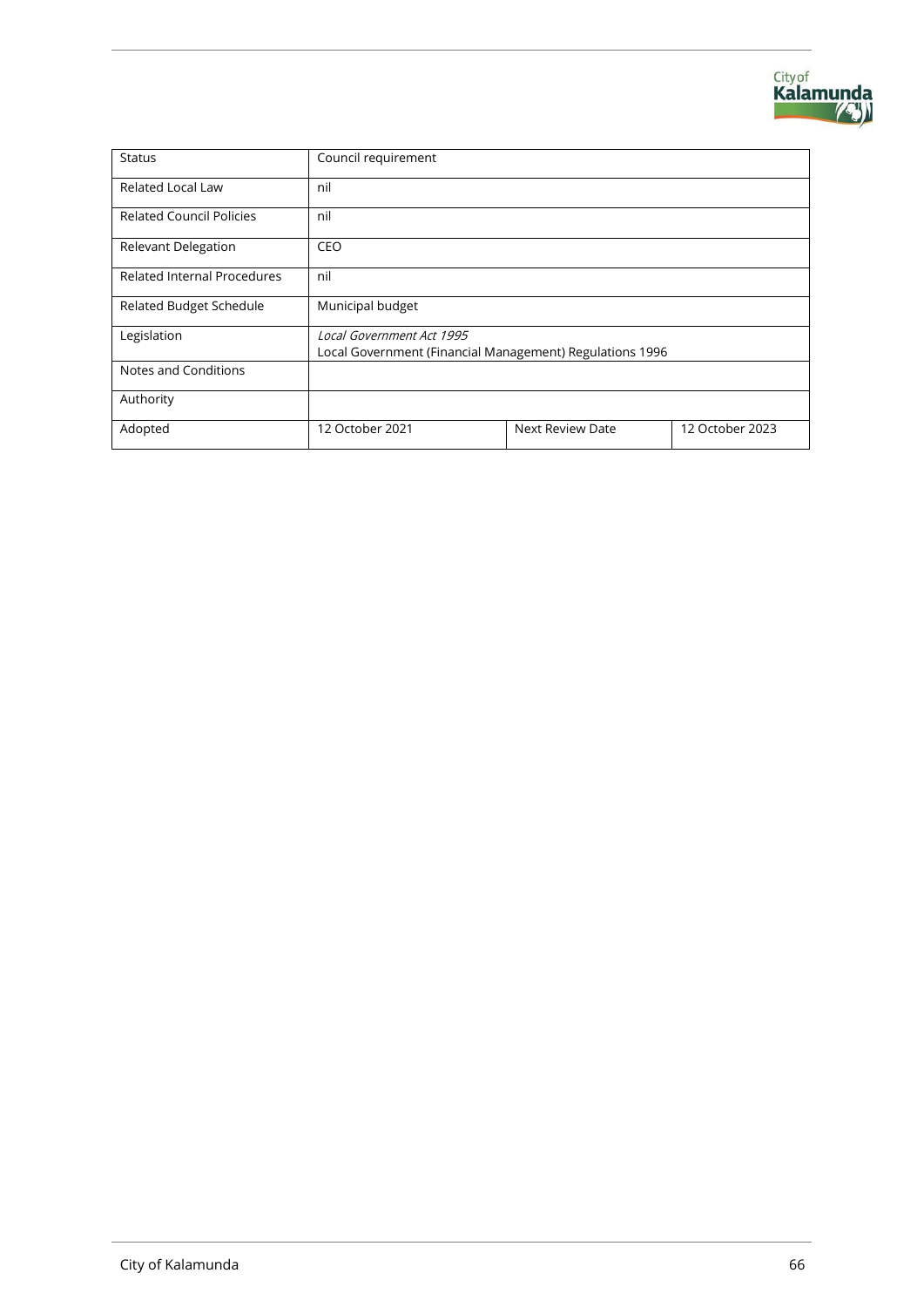| | | | |
|---|---|---|---|
| Status | Council requirement | | |
| Related Local Law | nil | | |
| Related Council Policies | nil | | |
| Relevant Delegation | CEO | | |
| Related Internal Procedures | nil | | |
| Related Budget Schedule | Municipal budget | | |
| Legislation | *Local Government Act 1995*<br>Local Government (Financial Management) Regulations 1996 | | |
| Notes and Conditions | | | |
| Authority | | | |
| Adopted | 12 October 2021 | Next Review Date | 12 October 2023 |